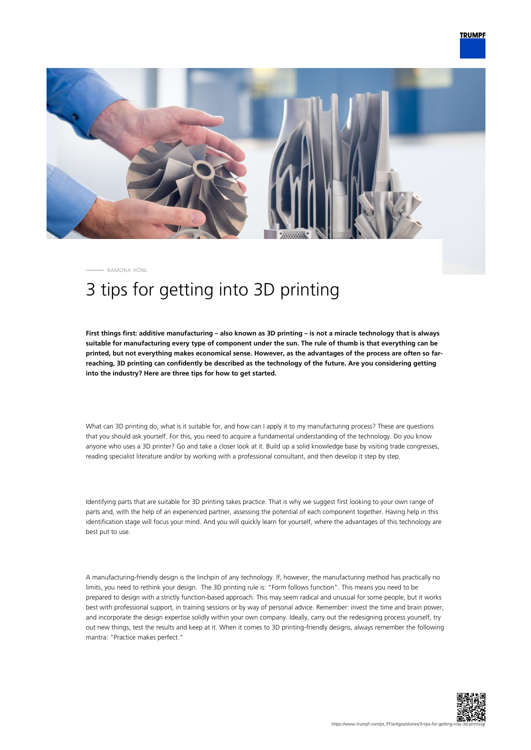RAMONA HÖNL

# 3 tips for getting into 3D printing

**First things first: additive manufacturing – also known as 3D printing – is not a miracle technology that is always suitable for manufacturing every type of component under the sun. The rule of thumb is that everything can be printed, but not everything makes economical sense. However, as the advantages of the process are often so far-reaching, 3D printing can confidently be described as the technology of the future. Are you considering getting into the industry? Here are three tips for how to get started.**

What can 3D printing do, what is it suitable for, and how can I apply it to my manufacturing process? These are questions that you should ask yourself. For this, you need to acquire a fundamental understanding of the technology. Do you know anyone who uses a 3D printer? Go and take a closer look at it. Build up a solid knowledge base by visiting trade congresses, reading specialist literature and/or by working with a professional consultant, and then develop it step by step.

Identifying parts that are suitable for 3D printing takes practice. That is why we suggest first looking to your own range of parts and, with the help of an experienced partner, assessing the potential of each component together. Having help in this identification stage will focus your mind. And you will quickly learn for yourself, where the advantages of this technology are best put to use.

A manufacturing-friendly design is the linchpin of any technology. If, however, the manufacturing method has practically no limits, you need to rethink your design. The 3D printing rule is: "Form follows function". This means you need to be prepared to design with a strictly function-based approach. This may seem radical and unusual for some people, but it works best with professional support, in training sessions or by way of personal advice. Remember: invest the time and brain power, and incorporate the design expertise solidly within your own company. Ideally, carry out the redesigning process yourself, try out new things, test the results and keep at it. When it comes to 3D printing-friendly designs, always remember the following mantra: "Practice makes perfect."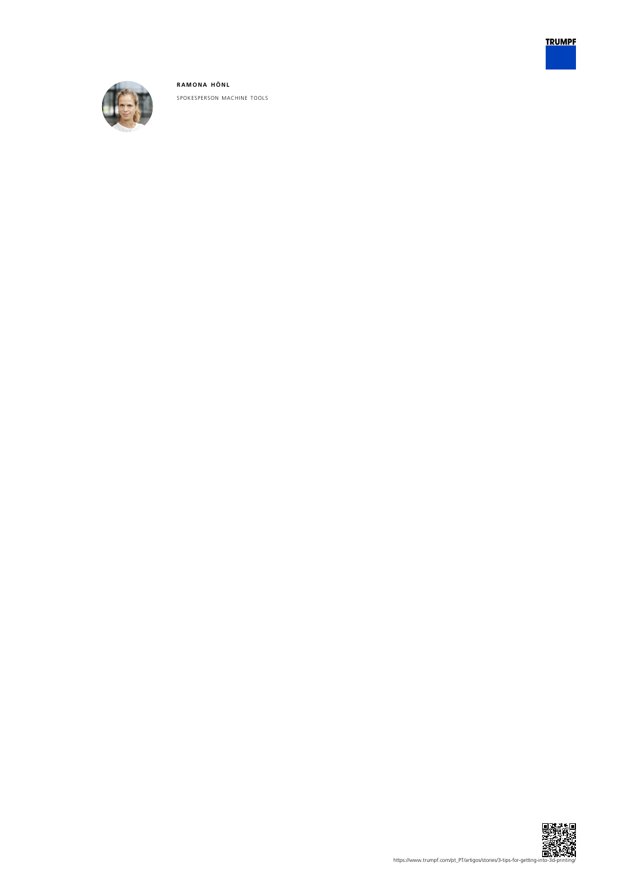**RAMONA HÖNL**

SPOKESPERSON MACHINE TOOLS